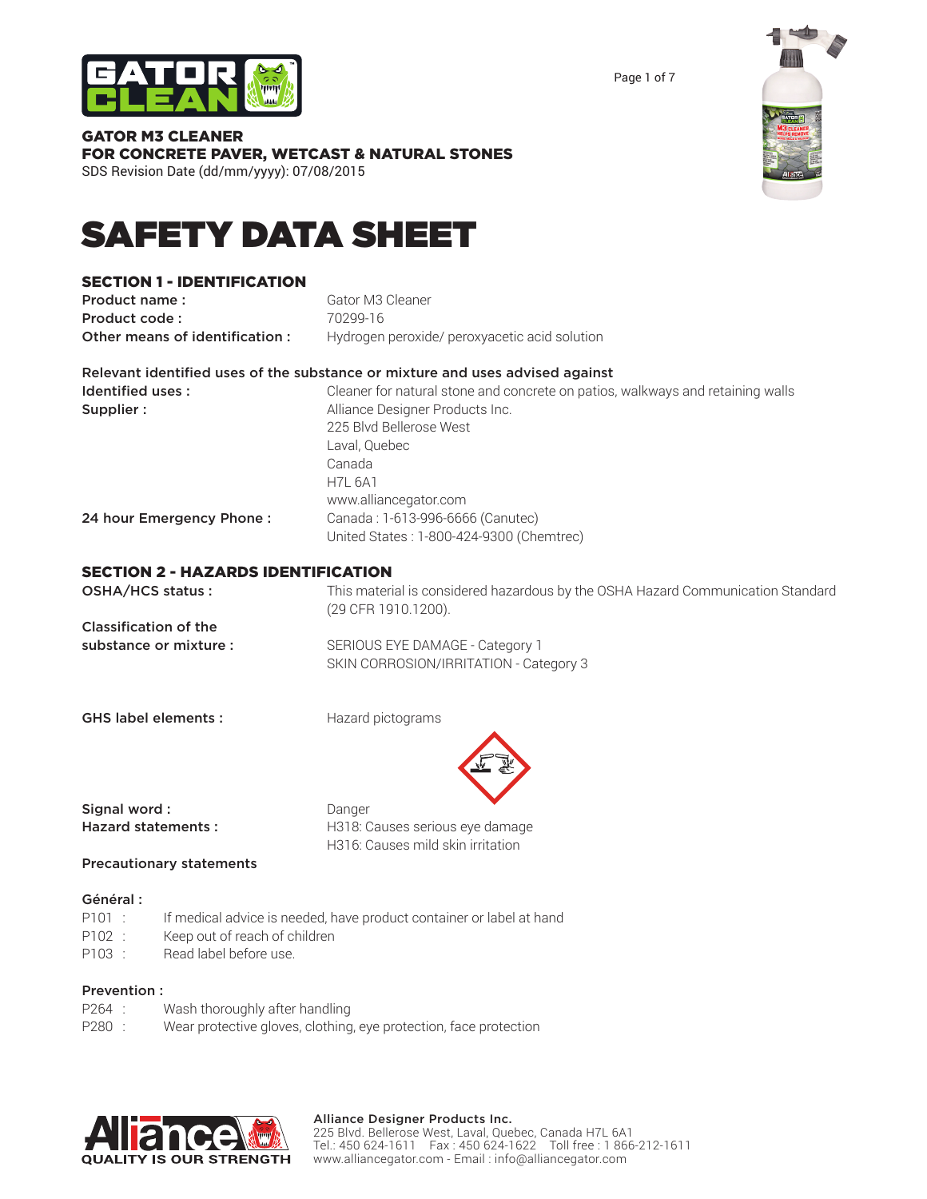**GATOR M3 CLEANER**
**FOR CONCRETE PAVER, WETCAST & NATURAL STONES**
SDS Revision Date (dd/mm/yyyy): 07/08/2015

# SAFETY DATA SHEET

## SECTION 1 - IDENTIFICATION

**Product name :** Gator M3 Cleaner
**Product code :** 70299-16
**Other means of identification :** Hydrogen peroxide/ peroxyacetic acid solution

**Relevant identified uses of the substance or mixture and uses advised against**

**Identified uses :** Cleaner for natural stone and concrete on patios, walkways and retaining walls

**Supplier :**
Alliance Designer Products Inc.
225 Blvd Bellerose West
Laval, Quebec
Canada
H7L 6A1
www.alliancegator.com

**24 hour Emergency Phone :**
Canada : 1-613-996-6666 (Canutec)
United States : 1-800-424-9300 (Chemtrec)

## SECTION 2 - HAZARDS IDENTIFICATION

**OSHA/HCS status :** This material is considered hazardous by the OSHA Hazard Communication Standard (29 CFR 1910.1200).

**Classification of the substance or mixture :**
SERIOUS EYE DAMAGE - Category 1
SKIN CORROSION/IRRITATION - Category 3

**GHS label elements :** Hazard pictograms

**Signal word :** Danger

**Hazard statements :**
H318: Causes serious eye damage
H316: Causes mild skin irritation

**Precautionary statements**

**Général :**
P101 : If medical advice is needed, have product container or label at hand
P102 : Keep out of reach of children
P103 : Read label before use.

**Prevention :**
P264 : Wash thoroughly after handling
P280 : Wear protective gloves, clothing, eye protection, face protection

**Alliance Designer Products Inc.**
225 Blvd. Bellerose West, Laval, Quebec, Canada H7L 6A1
Tel.: 450 624-1611 Fax : 450 624-1622 Toll free : 1 866-212-1611
www.alliancegator.com - Email : info@alliancegator.com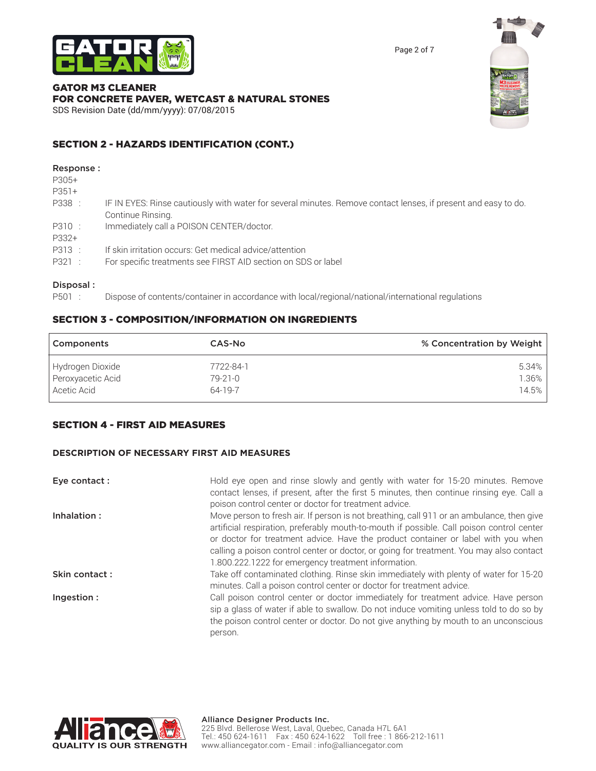**GATOR M3 CLEANER**
**FOR CONCRETE PAVER, WETCAST & NATURAL STONES**
SDS Revision Date (dd/mm/yyyy): 07/08/2015

## SECTION 2 - HAZARDS IDENTIFICATION (CONT.)

**Response :**

P305+
P351+
P338 : IF IN EYES: Rinse cautiously with water for several minutes. Remove contact lenses, if present and easy to do. Continue Rinsing.
P310 : Immediately call a POISON CENTER/doctor.
P332+
P313 : If skin irritation occurs: Get medical advice/attention
P321 : For specific treatments see FIRST AID section on SDS or label

**Disposal :**

P501 : Dispose of contents/container in accordance with local/regional/national/international regulations

## SECTION 3 - COMPOSITION/INFORMATION ON INGREDIENTS

| Components | CAS-No | % Concentration by Weight |
|---|---|---|
| Hydrogen Dioxide | 7722-84-1 | 5.34% |
| Peroxyacetic Acid | 79-21-0 | 1.36% |
| Acetic Acid | 64-19-7 | 14.5% |

## SECTION 4 - FIRST AID MEASURES

### DESCRIPTION OF NECESSARY FIRST AID MEASURES

**Eye contact :** Hold eye open and rinse slowly and gently with water for 15-20 minutes. Remove contact lenses, if present, after the first 5 minutes, then continue rinsing eye. Call a poison control center or doctor for treatment advice.

**Inhalation :** Move person to fresh air. If person is not breathing, call 911 or an ambulance, then give artificial respiration, preferably mouth-to-mouth if possible. Call poison control center or doctor for treatment advice. Have the product container or label with you when calling a poison control center or doctor, or going for treatment. You may also contact 1.800.222.1222 for emergency treatment information.

**Skin contact :** Take off contaminated clothing. Rinse skin immediately with plenty of water for 15-20 minutes. Call a poison control center or doctor for treatment advice.

**Ingestion :** Call poison control center or doctor immediately for treatment advice. Have person sip a glass of water if able to swallow. Do not induce vomiting unless told to do so by the poison control center or doctor. Do not give anything by mouth to an unconscious person.

Alliance Designer Products Inc.
225 Blvd. Bellerose West, Laval, Quebec, Canada H7L 6A1
Tel.: 450 624-1611 Fax : 450 624-1622 Toll free : 1 866-212-1611
www.alliancegator.com - Email : info@alliancegator.com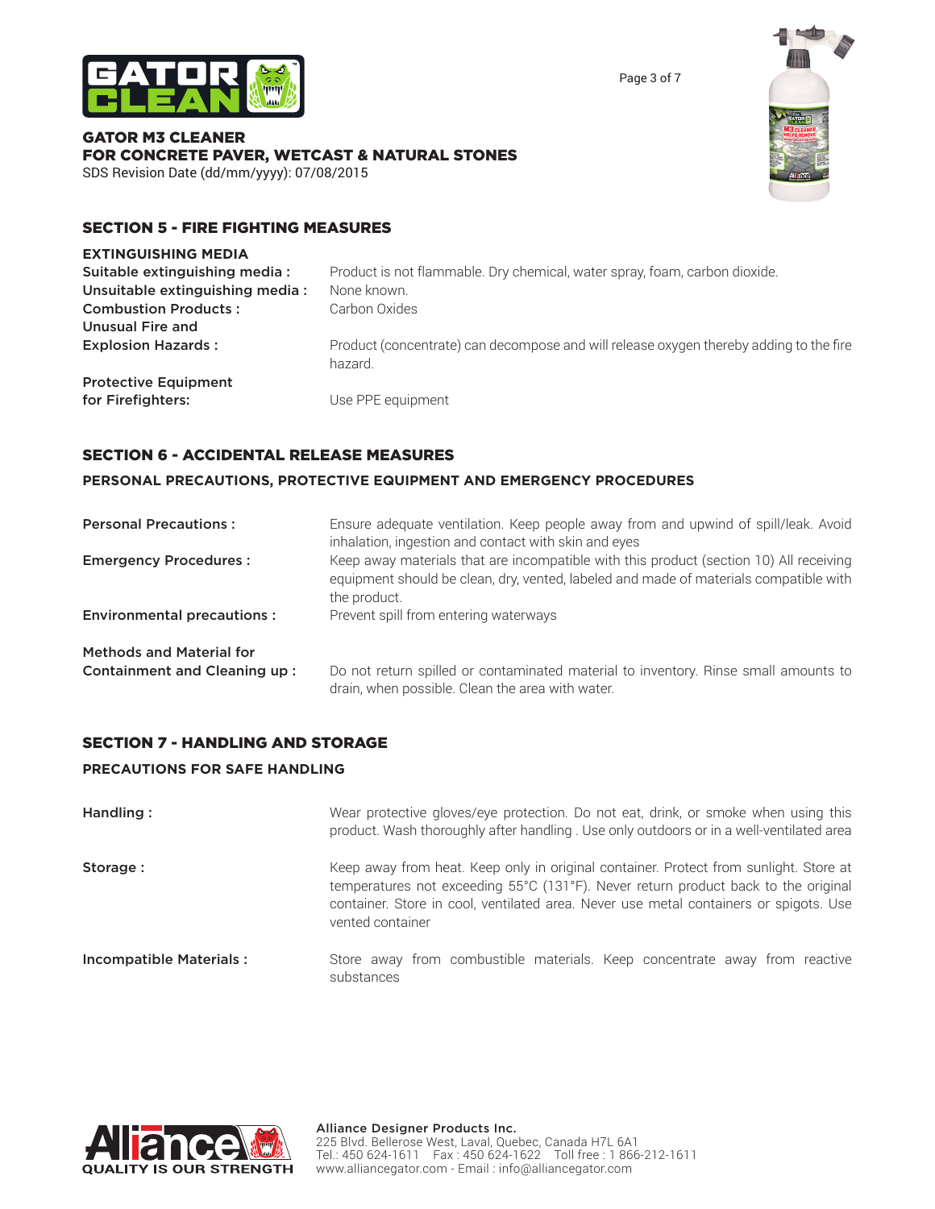## SECTION 5 - FIRE FIGHTING MEASURES

**EXTINGUISHING MEDIA**

| | |
|---|---|
| **Suitable extinguishing media :** | Product is not flammable. Dry chemical, water spray, foam, carbon dioxide. |
| **Unsuitable extinguishing media :** | None known. |
| **Combustion Products :** | Carbon Oxides |
| **Unusual Fire and Explosion Hazards :** | Product (concentrate) can decompose and will release oxygen thereby adding to the fire hazard. |
| **Protective Equipment for Firefighters:** | Use PPE equipment |

## SECTION 6 - ACCIDENTAL RELEASE MEASURES

**PERSONAL PRECAUTIONS, PROTECTIVE EQUIPMENT AND EMERGENCY PROCEDURES**

| | |
|---|---|
| **Personal Precautions :** | Ensure adequate ventilation. Keep people away from and upwind of spill/leak. Avoid inhalation, ingestion and contact with skin and eyes |
| **Emergency Procedures :** | Keep away materials that are incompatible with this product (section 10) All receiving equipment should be clean, dry, vented, labeled and made of materials compatible with the product. |
| **Environmental precautions :** | Prevent spill from entering waterways |
| **Methods and Material for Containment and Cleaning up :** | Do not return spilled or contaminated material to inventory. Rinse small amounts to drain, when possible. Clean the area with water. |

## SECTION 7 - HANDLING AND STORAGE

**PRECAUTIONS FOR SAFE HANDLING**

| | |
|---|---|
| **Handling :** | Wear protective gloves/eye protection. Do not eat, drink, or smoke when using this product. Wash thoroughly after handling . Use only outdoors or in a well-ventilated area |
| **Storage :** | Keep away from heat. Keep only in original container. Protect from sunlight. Store at temperatures not exceeding 55°C (131°F). Never return product back to the original container. Store in cool, ventilated area. Never use metal containers or spigots. Use vented container |
| **Incompatible Materials :** | Store away from combustible materials. Keep concentrate away from reactive substances |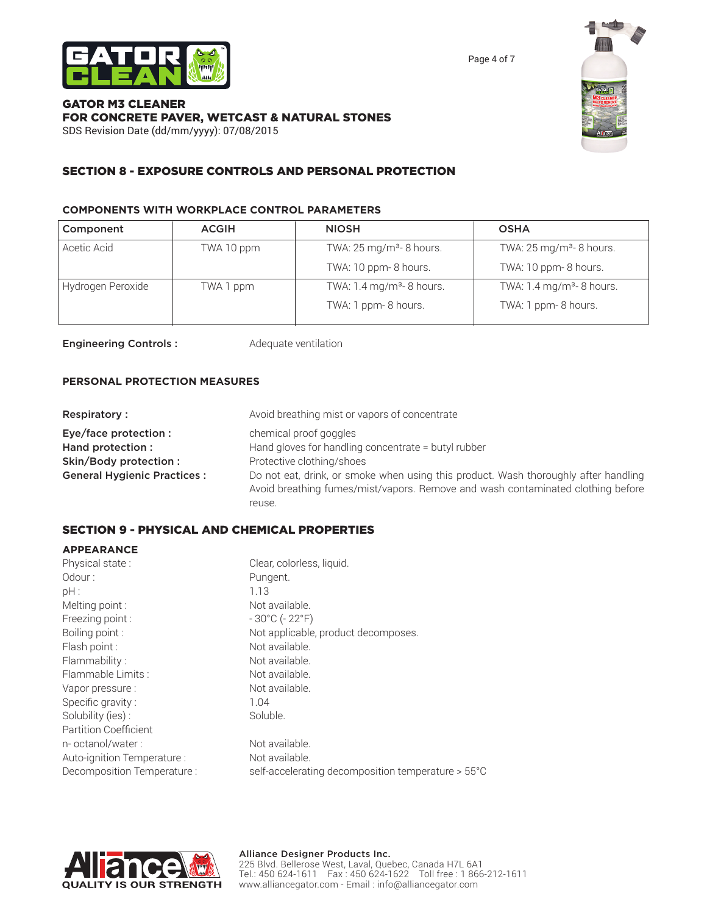GATOR M3 CLEANER
FOR CONCRETE PAVER, WETCAST & NATURAL STONES
SDS Revision Date (dd/mm/yyyy): 07/08/2015

## SECTION 8 - EXPOSURE CONTROLS AND PERSONAL PROTECTION

### COMPONENTS WITH WORKPLACE CONTROL PARAMETERS

| Component | ACGIH | NIOSH | OSHA |
|---|---|---|---|
| Acetic Acid | TWA 10 ppm | TWA: 25 mg/m³- 8 hours.<br>TWA: 10 ppm- 8 hours. | TWA: 25 mg/m³- 8 hours.<br>TWA: 10 ppm- 8 hours. |
| Hydrogen Peroxide | TWA 1 ppm | TWA: 1.4 mg/m³- 8 hours.<br>TWA: 1 ppm- 8 hours. | TWA: 1.4 mg/m³- 8 hours.<br>TWA: 1 ppm- 8 hours. |

**Engineering Controls :** Adequate ventilation

### PERSONAL PROTECTION MEASURES

**Respiratory :** Avoid breathing mist or vapors of concentrate

**Eye/face protection :** chemical proof goggles

**Hand protection :** Hand gloves for handling concentrate = butyl rubber

**Skin/Body protection :** Protective clothing/shoes

**General Hygienic Practices :** Do not eat, drink, or smoke when using this product. Wash thoroughly after handling Avoid breathing fumes/mist/vapors. Remove and wash contaminated clothing before reuse.

## SECTION 9 - PHYSICAL AND CHEMICAL PROPERTIES

### APPEARANCE

| | |
|---|---|
| Physical state : | Clear, colorless, liquid. |
| Odour : | Pungent. |
| pH : | 1.13 |
| Melting point : | Not available. |
| Freezing point : | - 30°C (- 22°F) |
| Boiling point : | Not applicable, product decomposes. |
| Flash point : | Not available. |
| Flammability : | Not available. |
| Flammable Limits : | Not available. |
| Vapor pressure : | Not available. |
| Specific gravity : | 1.04 |
| Solubility (ies) : | Soluble. |
| Partition Coefficient n- octanol/water : | Not available. |
| Auto-ignition Temperature : | Not available. |
| Decomposition Temperature : | self-accelerating decomposition temperature > 55°C |

Alliance Designer Products Inc.
225 Blvd. Bellerose West, Laval, Quebec, Canada H7L 6A1
Tel.: 450 624-1611 Fax : 450 624-1622 Toll free : 1 866-212-1611
www.alliancegator.com - Email : info@alliancegator.com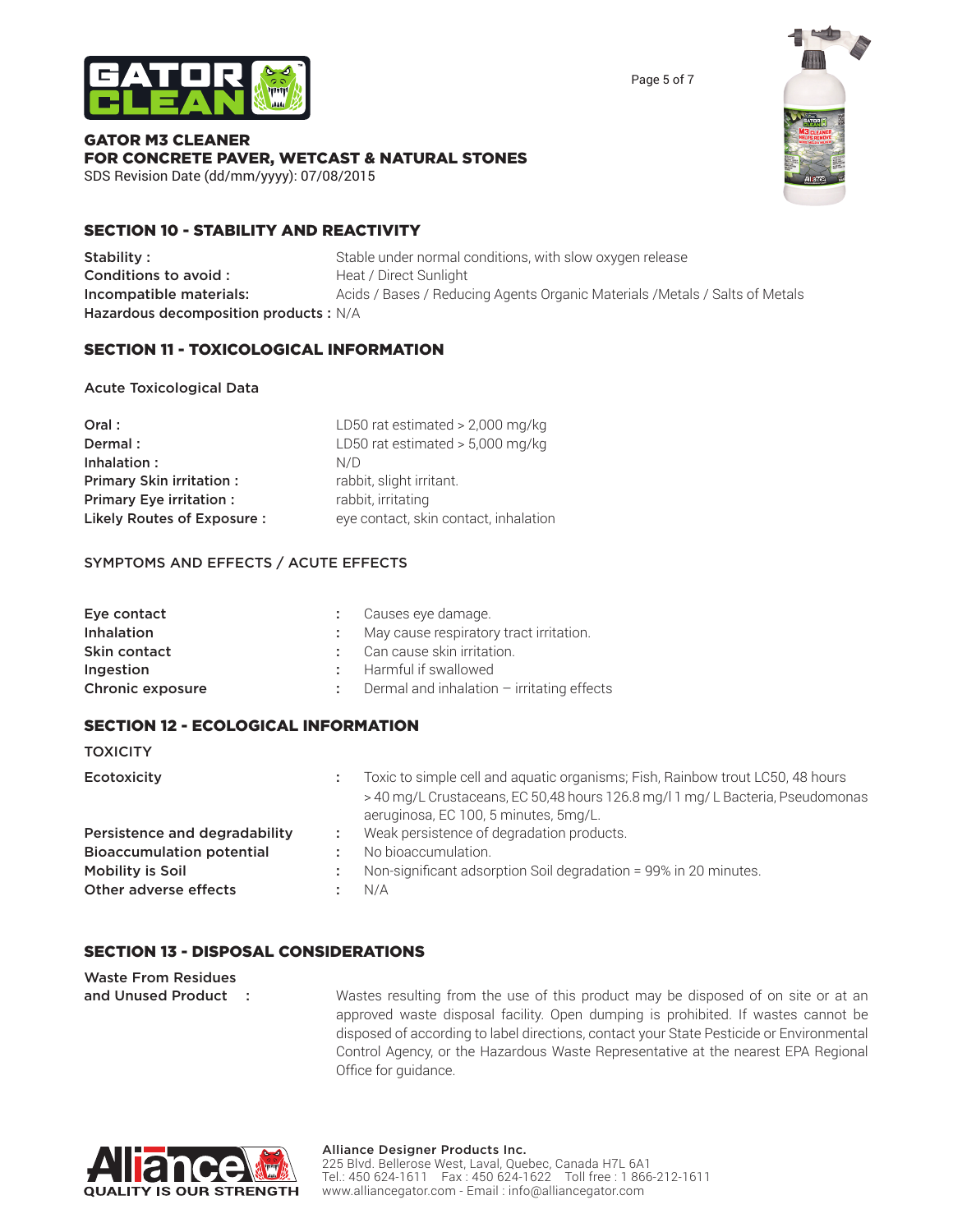## SECTION 10 - STABILITY AND REACTIVITY

| | |
|---|---|
| **Stability :** | Stable under normal conditions, with slow oxygen release |
| **Conditions to avoid :** | Heat / Direct Sunlight |
| **Incompatible materials:** | Acids / Bases / Reducing Agents Organic Materials /Metals / Salts of Metals |
| **Hazardous decomposition products :** | N/A |

## SECTION 11 - TOXICOLOGICAL INFORMATION

Acute Toxicological Data

| | |
|---|---|
| **Oral :** | LD50 rat estimated > 2,000 mg/kg |
| **Dermal :** | LD50 rat estimated > 5,000 mg/kg |
| **Inhalation :** | N/D |
| **Primary Skin irritation :** | rabbit, slight irritant. |
| **Primary Eye irritation :** | rabbit, irritating |
| **Likely Routes of Exposure :** | eye contact, skin contact, inhalation |

SYMPTOMS AND EFFECTS / ACUTE EFFECTS

| | | |
|---|---|---|
| **Eye contact** | : | Causes eye damage. |
| **Inhalation** | : | May cause respiratory tract irritation. |
| **Skin contact** | : | Can cause skin irritation. |
| **Ingestion** | : | Harmful if swallowed |
| **Chronic exposure** | : | Dermal and inhalation – irritating effects |

## SECTION 12 - ECOLOGICAL INFORMATION

TOXICITY

| | | |
|---|---|---|
| **Ecotoxicity** | : | Toxic to simple cell and aquatic organisms; Fish, Rainbow trout LC50, 48 hours > 40 mg/L Crustaceans, EC 50,48 hours 126.8 mg/l 1 mg/ L Bacteria, Pseudomonas aeruginosa, EC 100, 5 minutes, 5mg/L. |
| **Persistence and degradability** | : | Weak persistence of degradation products. |
| **Bioaccumulation potential** | : | No bioaccumulation. |
| **Mobility is Soil** | : | Non-significant adsorption Soil degradation = 99% in 20 minutes. |
| **Other adverse effects** | : | N/A |

## SECTION 13 - DISPOSAL CONSIDERATIONS

**Waste From Residues and Unused Product :**

Wastes resulting from the use of this product may be disposed of on site or at an approved waste disposal facility. Open dumping is prohibited. If wastes cannot be disposed of according to label directions, contact your State Pesticide or Environmental Control Agency, or the Hazardous Waste Representative at the nearest EPA Regional Office for guidance.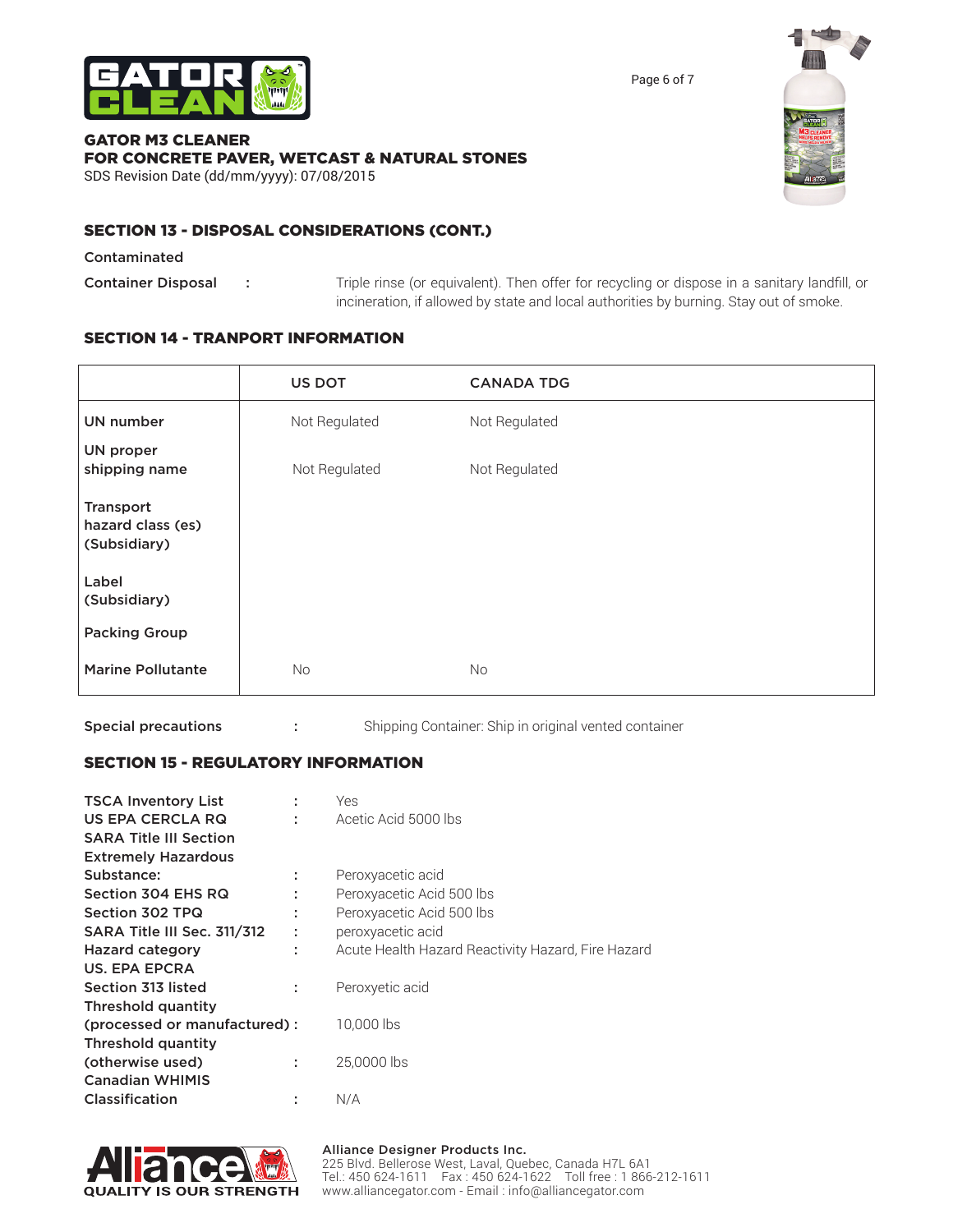## SECTION 13 - DISPOSAL CONSIDERATIONS (CONT.)

**Contaminated**

**Container Disposal** : Triple rinse (or equivalent). Then offer for recycling or dispose in a sanitary landfill, or incineration, if allowed by state and local authorities by burning. Stay out of smoke.

## SECTION 14 - TRANPORT INFORMATION

| | US DOT | CANADA TDG |
|---|---|---|
| UN number | Not Regulated | Not Regulated |
| UN proper shipping name | Not Regulated | Not Regulated |
| Transport hazard class (es) (Subsidiary) | | |
| Label (Subsidiary) | | |
| Packing Group | | |
| Marine Pollutante | No | No |

**Special precautions** : Shipping Container: Ship in original vented container

## SECTION 15 - REGULATORY INFORMATION

**TSCA Inventory List** : Yes
**US EPA CERCLA RQ** : Acetic Acid 5000 lbs
**SARA Title III Section**
**Extremely Hazardous**
**Substance:** : Peroxyacetic acid
**Section 304 EHS RQ** : Peroxyacetic Acid 500 lbs
**Section 302 TPQ** : Peroxyacetic Acid 500 lbs
**SARA Title III Sec. 311/312** : peroxyacetic acid
**Hazard category** : Acute Health Hazard Reactivity Hazard, Fire Hazard
**US. EPA EPCRA**
**Section 313 listed** : Peroxyetic acid
**Threshold quantity**
**(processed or manufactured)** : 10,000 lbs
**Threshold quantity**
**(otherwise used)** : 25,0000 lbs
**Canadian WHIMIS**
**Classification** : N/A

**Alliance Designer Products Inc.**
225 Blvd. Bellerose West, Laval, Quebec, Canada H7L 6A1
Tel.: 450 624-1611 Fax : 450 624-1622 Toll free : 1 866-212-1611
www.alliancegator.com - Email : info@alliancegator.com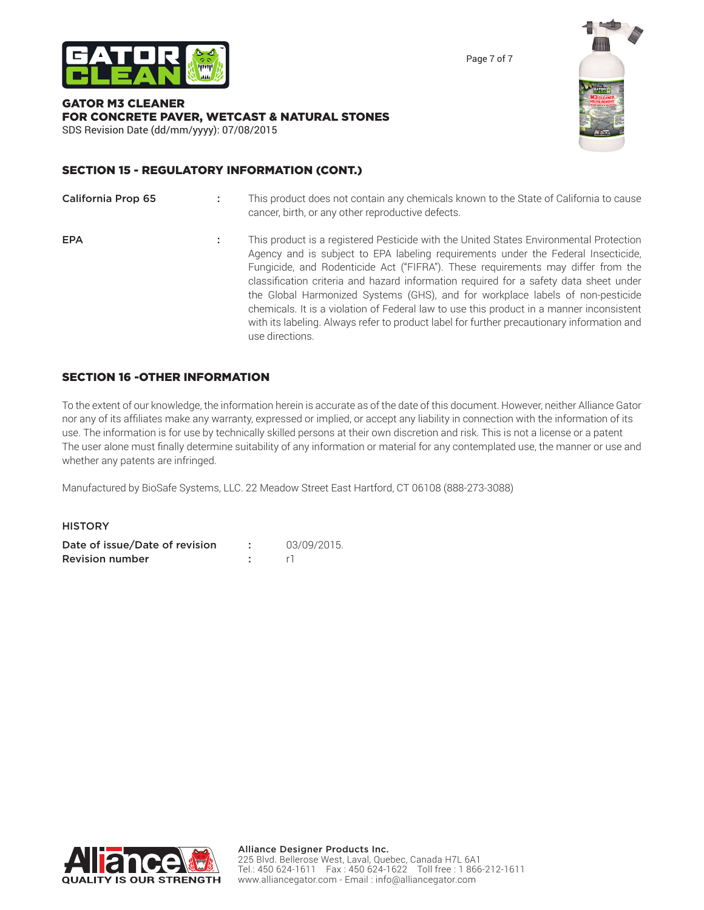## SECTION 15 - REGULATORY INFORMATION (CONT.)

| | | |
|---|---|---|
| **California Prop 65** | : | This product does not contain any chemicals known to the State of California to cause cancer, birth, or any other reproductive defects. |
| **EPA** | : | This product is a registered Pesticide with the United States Environmental Protection Agency and is subject to EPA labeling requirements under the Federal Insecticide, Fungicide, and Rodenticide Act ("FIFRA"). These requirements may differ from the classification criteria and hazard information required for a safety data sheet under the Global Harmonized Systems (GHS), and for workplace labels of non-pesticide chemicals. It is a violation of Federal law to use this product in a manner inconsistent with its labeling. Always refer to product label for further precautionary information and use directions. |

## SECTION 16 -OTHER INFORMATION

To the extent of our knowledge, the information herein is accurate as of the date of this document. However, neither Alliance Gator nor any of its affiliates make any warranty, expressed or implied, or accept any liability in connection with the information of its use. The information is for use by technically skilled persons at their own discretion and risk. This is not a license or a patent The user alone must finally determine suitability of any information or material for any contemplated use, the manner or use and whether any patents are infringed.

Manufactured by BioSafe Systems, LLC. 22 Meadow Street East Hartford, CT 06108 (888-273-3088)

HISTORY

| | | |
|---|---|---|
| **Date of issue/Date of revision** | : | 03/09/2015. |
| **Revision number** | : | r1 |